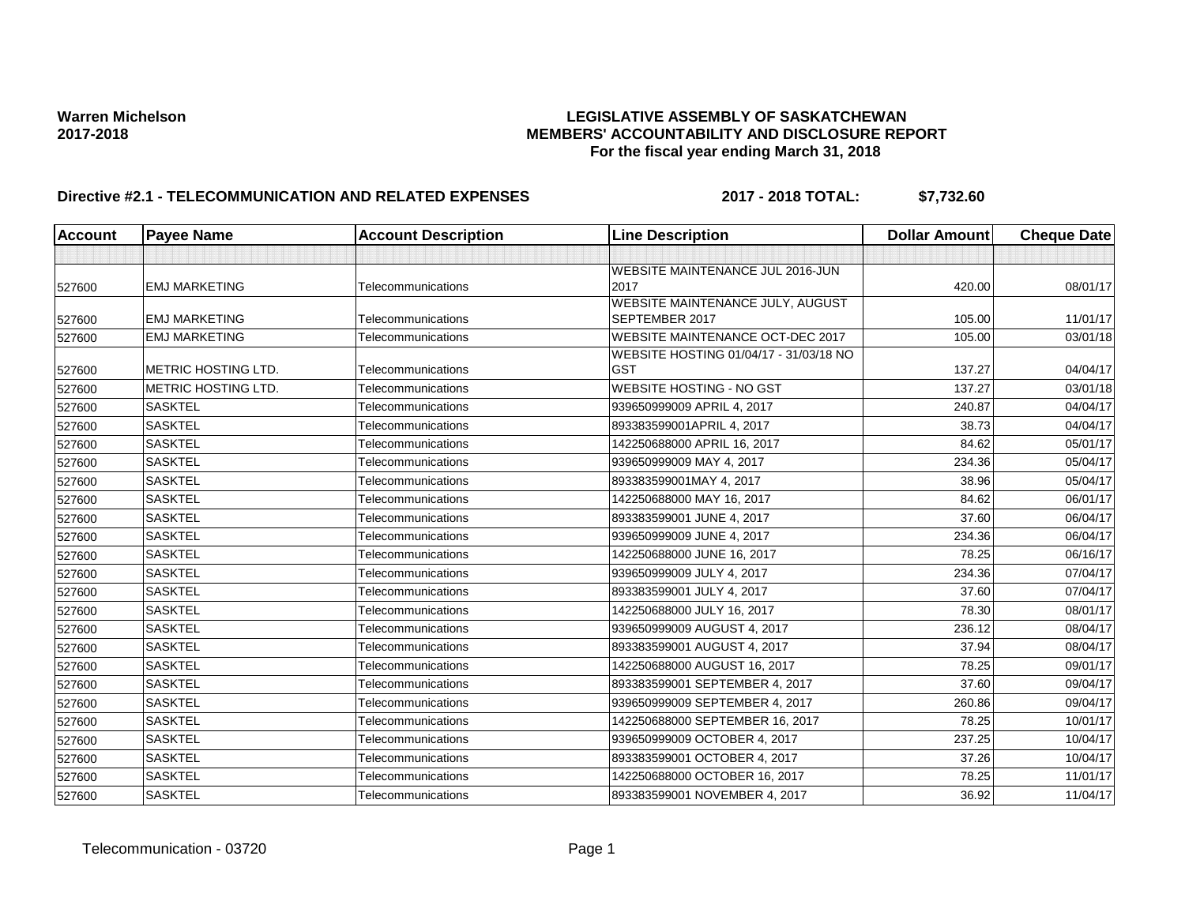**Warren Michelson**
**2017-2018**

# LEGISLATIVE ASSEMBLY OF SASKATCHEWAN
## MEMBERS' ACCOUNTABILITY AND DISCLOSURE REPORT
### For the fiscal year ending March 31, 2018

### Directive #2.1 - TELECOMMUNICATION AND RELATED EXPENSES — 2017 - 2018 TOTAL: $7,732.60

| Account | Payee Name | Account Description | Line Description | Dollar Amount | Cheque Date |
|---|---|---|---|---|---|
| | | | | | |
| 527600 | EMJ MARKETING | Telecommunications | WEBSITE MAINTENANCE JUL 2016-JUN 2017 | 420.00 | 08/01/17 |
| 527600 | EMJ MARKETING | Telecommunications | WEBSITE MAINTENANCE JULY, AUGUST SEPTEMBER 2017 | 105.00 | 11/01/17 |
| 527600 | EMJ MARKETING | Telecommunications | WEBSITE MAINTENANCE OCT-DEC 2017 | 105.00 | 03/01/18 |
| 527600 | METRIC HOSTING LTD. | Telecommunications | WEBSITE HOSTING 01/04/17 - 31/03/18 NO GST | 137.27 | 04/04/17 |
| 527600 | METRIC HOSTING LTD. | Telecommunications | WEBSITE HOSTING - NO GST | 137.27 | 03/01/18 |
| 527600 | SASKTEL | Telecommunications | 939650999009 APRIL 4, 2017 | 240.87 | 04/04/17 |
| 527600 | SASKTEL | Telecommunications | 893383599001APRIL 4, 2017 | 38.73 | 04/04/17 |
| 527600 | SASKTEL | Telecommunications | 142250688000 APRIL 16, 2017 | 84.62 | 05/01/17 |
| 527600 | SASKTEL | Telecommunications | 939650999009 MAY 4, 2017 | 234.36 | 05/04/17 |
| 527600 | SASKTEL | Telecommunications | 893383599001MAY 4, 2017 | 38.96 | 05/04/17 |
| 527600 | SASKTEL | Telecommunications | 142250688000 MAY 16, 2017 | 84.62 | 06/01/17 |
| 527600 | SASKTEL | Telecommunications | 893383599001 JUNE 4, 2017 | 37.60 | 06/04/17 |
| 527600 | SASKTEL | Telecommunications | 939650999009 JUNE 4, 2017 | 234.36 | 06/04/17 |
| 527600 | SASKTEL | Telecommunications | 142250688000 JUNE 16, 2017 | 78.25 | 06/16/17 |
| 527600 | SASKTEL | Telecommunications | 939650999009 JULY 4, 2017 | 234.36 | 07/04/17 |
| 527600 | SASKTEL | Telecommunications | 893383599001 JULY 4, 2017 | 37.60 | 07/04/17 |
| 527600 | SASKTEL | Telecommunications | 142250688000 JULY 16, 2017 | 78.30 | 08/01/17 |
| 527600 | SASKTEL | Telecommunications | 939650999009 AUGUST 4, 2017 | 236.12 | 08/04/17 |
| 527600 | SASKTEL | Telecommunications | 893383599001 AUGUST 4, 2017 | 37.94 | 08/04/17 |
| 527600 | SASKTEL | Telecommunications | 142250688000 AUGUST 16, 2017 | 78.25 | 09/01/17 |
| 527600 | SASKTEL | Telecommunications | 893383599001 SEPTEMBER 4, 2017 | 37.60 | 09/04/17 |
| 527600 | SASKTEL | Telecommunications | 939650999009 SEPTEMBER 4, 2017 | 260.86 | 09/04/17 |
| 527600 | SASKTEL | Telecommunications | 142250688000 SEPTEMBER 16, 2017 | 78.25 | 10/01/17 |
| 527600 | SASKTEL | Telecommunications | 939650999009 OCTOBER 4, 2017 | 237.25 | 10/04/17 |
| 527600 | SASKTEL | Telecommunications | 893383599001 OCTOBER 4, 2017 | 37.26 | 10/04/17 |
| 527600 | SASKTEL | Telecommunications | 142250688000 OCTOBER 16, 2017 | 78.25 | 11/01/17 |
| 527600 | SASKTEL | Telecommunications | 893383599001 NOVEMBER 4, 2017 | 36.92 | 11/04/17 |

Telecommunication - 03720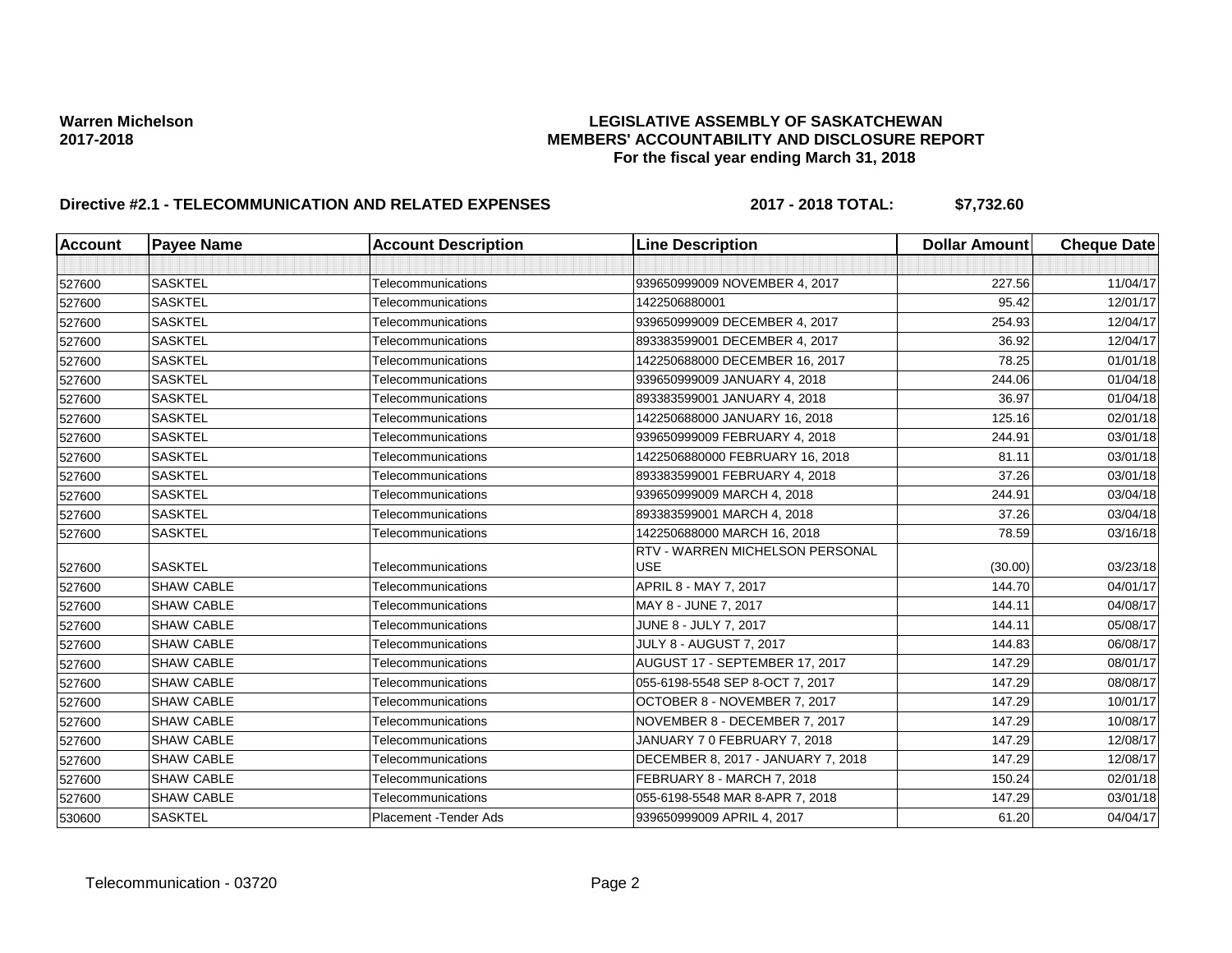**Warren Michelson**
**2017-2018**

**LEGISLATIVE ASSEMBLY OF SASKATCHEWAN**
**MEMBERS' ACCOUNTABILITY AND DISCLOSURE REPORT**
**For the fiscal year ending March 31, 2018**

**Directive #2.1 - TELECOMMUNICATION AND RELATED EXPENSES** **2017 - 2018 TOTAL: $7,732.60**

| Account | Payee Name | Account Description | Line Description | Dollar Amount | Cheque Date |
|---|---|---|---|---|---|
| | | | | | |
| 527600 | SASKTEL | Telecommunications | 939650999009 NOVEMBER 4, 2017 | 227.56 | 11/04/17 |
| 527600 | SASKTEL | Telecommunications | 1422506880001 | 95.42 | 12/01/17 |
| 527600 | SASKTEL | Telecommunications | 939650999009 DECEMBER 4, 2017 | 254.93 | 12/04/17 |
| 527600 | SASKTEL | Telecommunications | 893383599001 DECEMBER 4, 2017 | 36.92 | 12/04/17 |
| 527600 | SASKTEL | Telecommunications | 142250688000 DECEMBER 16, 2017 | 78.25 | 01/01/18 |
| 527600 | SASKTEL | Telecommunications | 939650999009 JANUARY 4, 2018 | 244.06 | 01/04/18 |
| 527600 | SASKTEL | Telecommunications | 893383599001 JANUARY 4, 2018 | 36.97 | 01/04/18 |
| 527600 | SASKTEL | Telecommunications | 142250688000 JANUARY 16, 2018 | 125.16 | 02/01/18 |
| 527600 | SASKTEL | Telecommunications | 939650999009 FEBRUARY 4, 2018 | 244.91 | 03/01/18 |
| 527600 | SASKTEL | Telecommunications | 1422506880000 FEBRUARY 16, 2018 | 81.11 | 03/01/18 |
| 527600 | SASKTEL | Telecommunications | 893383599001 FEBRUARY 4, 2018 | 37.26 | 03/01/18 |
| 527600 | SASKTEL | Telecommunications | 939650999009 MARCH 4, 2018 | 244.91 | 03/04/18 |
| 527600 | SASKTEL | Telecommunications | 893383599001 MARCH 4, 2018 | 37.26 | 03/04/18 |
| 527600 | SASKTEL | Telecommunications | 142250688000 MARCH 16, 2018 | 78.59 | 03/16/18 |
| 527600 | SASKTEL | Telecommunications | RTV - WARREN MICHELSON PERSONAL USE | (30.00) | 03/23/18 |
| 527600 | SHAW CABLE | Telecommunications | APRIL 8 - MAY 7, 2017 | 144.70 | 04/01/17 |
| 527600 | SHAW CABLE | Telecommunications | MAY 8 - JUNE 7, 2017 | 144.11 | 04/08/17 |
| 527600 | SHAW CABLE | Telecommunications | JUNE 8 - JULY 7, 2017 | 144.11 | 05/08/17 |
| 527600 | SHAW CABLE | Telecommunications | JULY 8 - AUGUST 7, 2017 | 144.83 | 06/08/17 |
| 527600 | SHAW CABLE | Telecommunications | AUGUST 17 - SEPTEMBER 17, 2017 | 147.29 | 08/01/17 |
| 527600 | SHAW CABLE | Telecommunications | 055-6198-5548 SEP 8-OCT 7, 2017 | 147.29 | 08/08/17 |
| 527600 | SHAW CABLE | Telecommunications | OCTOBER 8 - NOVEMBER 7, 2017 | 147.29 | 10/01/17 |
| 527600 | SHAW CABLE | Telecommunications | NOVEMBER 8 - DECEMBER 7, 2017 | 147.29 | 10/08/17 |
| 527600 | SHAW CABLE | Telecommunications | JANUARY 7 0 FEBRUARY 7, 2018 | 147.29 | 12/08/17 |
| 527600 | SHAW CABLE | Telecommunications | DECEMBER 8, 2017 - JANUARY 7, 2018 | 147.29 | 12/08/17 |
| 527600 | SHAW CABLE | Telecommunications | FEBRUARY 8 - MARCH 7, 2018 | 150.24 | 02/01/18 |
| 527600 | SHAW CABLE | Telecommunications | 055-6198-5548 MAR 8-APR 7, 2018 | 147.29 | 03/01/18 |
| 530600 | SASKTEL | Placement -Tender Ads | 939650999009 APRIL 4, 2017 | 61.20 | 04/04/17 |

Telecommunication - 03720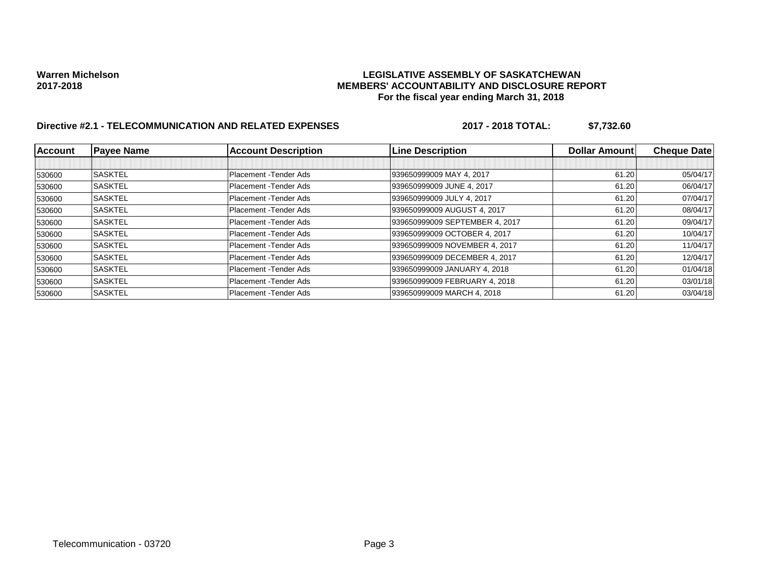**Warren Michelson**
**2017-2018**

**LEGISLATIVE ASSEMBLY OF SASKATCHEWAN**
**MEMBERS' ACCOUNTABILITY AND DISCLOSURE REPORT**
**For the fiscal year ending March 31, 2018**

**Directive #2.1 - TELECOMMUNICATION AND RELATED EXPENSES** **2017 - 2018 TOTAL: $7,732.60**

| Account | Payee Name | Account Description | Line Description | Dollar Amount | Cheque Date |
|---|---|---|---|---|---|
| | | | | | |
| 530600 | SASKTEL | Placement -Tender Ads | 939650999009 MAY 4, 2017 | 61.20 | 05/04/17 |
| 530600 | SASKTEL | Placement -Tender Ads | 939650999009 JUNE 4, 2017 | 61.20 | 06/04/17 |
| 530600 | SASKTEL | Placement -Tender Ads | 939650999009 JULY 4, 2017 | 61.20 | 07/04/17 |
| 530600 | SASKTEL | Placement -Tender Ads | 939650999009 AUGUST 4, 2017 | 61.20 | 08/04/17 |
| 530600 | SASKTEL | Placement -Tender Ads | 939650999009 SEPTEMBER 4, 2017 | 61.20 | 09/04/17 |
| 530600 | SASKTEL | Placement -Tender Ads | 939650999009 OCTOBER 4, 2017 | 61.20 | 10/04/17 |
| 530600 | SASKTEL | Placement -Tender Ads | 939650999009 NOVEMBER 4, 2017 | 61.20 | 11/04/17 |
| 530600 | SASKTEL | Placement -Tender Ads | 939650999009 DECEMBER 4, 2017 | 61.20 | 12/04/17 |
| 530600 | SASKTEL | Placement -Tender Ads | 939650999009 JANUARY 4, 2018 | 61.20 | 01/04/18 |
| 530600 | SASKTEL | Placement -Tender Ads | 939650999009 FEBRUARY 4, 2018 | 61.20 | 03/01/18 |
| 530600 | SASKTEL | Placement -Tender Ads | 939650999009 MARCH 4, 2018 | 61.20 | 03/04/18 |

Telecommunication - 03720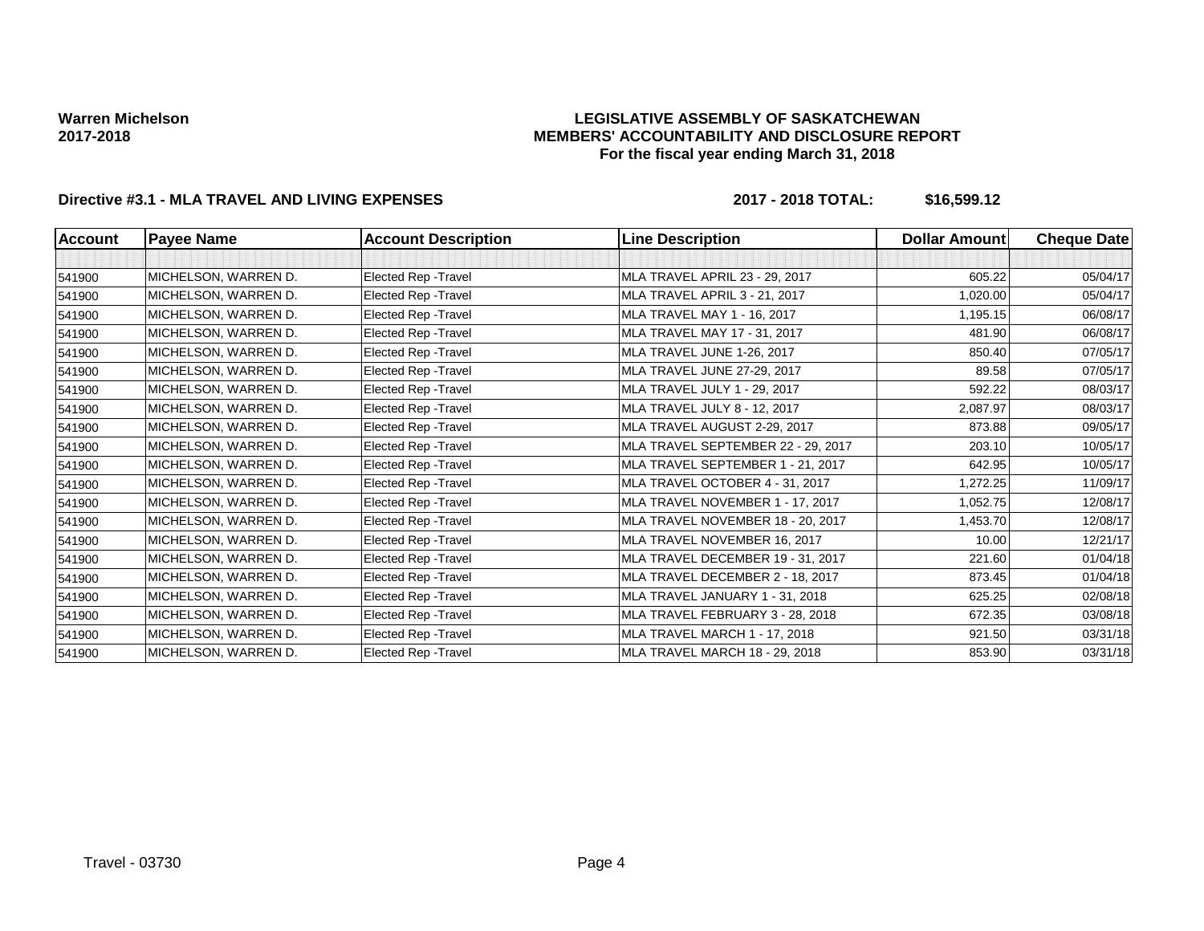**Warren Michelson**
**2017-2018**

**LEGISLATIVE ASSEMBLY OF SASKATCHEWAN**
**MEMBERS' ACCOUNTABILITY AND DISCLOSURE REPORT**
**For the fiscal year ending March 31, 2018**

**Directive #3.1 - MLA TRAVEL AND LIVING EXPENSES** **2017 - 2018 TOTAL: $16,599.12**

| Account | Payee Name | Account Description | Line Description | Dollar Amount | Cheque Date |
|---|---|---|---|---|---|
| | | | | | |
| 541900 | MICHELSON, WARREN D. | Elected Rep -Travel | MLA TRAVEL APRIL 23 - 29, 2017 | 605.22 | 05/04/17 |
| 541900 | MICHELSON, WARREN D. | Elected Rep -Travel | MLA TRAVEL APRIL 3 - 21, 2017 | 1,020.00 | 05/04/17 |
| 541900 | MICHELSON, WARREN D. | Elected Rep -Travel | MLA TRAVEL MAY 1 - 16, 2017 | 1,195.15 | 06/08/17 |
| 541900 | MICHELSON, WARREN D. | Elected Rep -Travel | MLA TRAVEL MAY 17 - 31, 2017 | 481.90 | 06/08/17 |
| 541900 | MICHELSON, WARREN D. | Elected Rep -Travel | MLA TRAVEL JUNE 1-26, 2017 | 850.40 | 07/05/17 |
| 541900 | MICHELSON, WARREN D. | Elected Rep -Travel | MLA TRAVEL JUNE 27-29, 2017 | 89.58 | 07/05/17 |
| 541900 | MICHELSON, WARREN D. | Elected Rep -Travel | MLA TRAVEL JULY 1 - 29, 2017 | 592.22 | 08/03/17 |
| 541900 | MICHELSON, WARREN D. | Elected Rep -Travel | MLA TRAVEL JULY 8 - 12, 2017 | 2,087.97 | 08/03/17 |
| 541900 | MICHELSON, WARREN D. | Elected Rep -Travel | MLA TRAVEL AUGUST 2-29, 2017 | 873.88 | 09/05/17 |
| 541900 | MICHELSON, WARREN D. | Elected Rep -Travel | MLA TRAVEL SEPTEMBER 22 - 29, 2017 | 203.10 | 10/05/17 |
| 541900 | MICHELSON, WARREN D. | Elected Rep -Travel | MLA TRAVEL SEPTEMBER 1 - 21, 2017 | 642.95 | 10/05/17 |
| 541900 | MICHELSON, WARREN D. | Elected Rep -Travel | MLA TRAVEL OCTOBER 4 - 31, 2017 | 1,272.25 | 11/09/17 |
| 541900 | MICHELSON, WARREN D. | Elected Rep -Travel | MLA TRAVEL NOVEMBER 1 - 17, 2017 | 1,052.75 | 12/08/17 |
| 541900 | MICHELSON, WARREN D. | Elected Rep -Travel | MLA TRAVEL NOVEMBER 18 - 20, 2017 | 1,453.70 | 12/08/17 |
| 541900 | MICHELSON, WARREN D. | Elected Rep -Travel | MLA TRAVEL NOVEMBER 16, 2017 | 10.00 | 12/21/17 |
| 541900 | MICHELSON, WARREN D. | Elected Rep -Travel | MLA TRAVEL DECEMBER 19 - 31, 2017 | 221.60 | 01/04/18 |
| 541900 | MICHELSON, WARREN D. | Elected Rep -Travel | MLA TRAVEL DECEMBER 2 - 18, 2017 | 873.45 | 01/04/18 |
| 541900 | MICHELSON, WARREN D. | Elected Rep -Travel | MLA TRAVEL JANUARY 1 - 31, 2018 | 625.25 | 02/08/18 |
| 541900 | MICHELSON, WARREN D. | Elected Rep -Travel | MLA TRAVEL FEBRUARY 3 - 28, 2018 | 672.35 | 03/08/18 |
| 541900 | MICHELSON, WARREN D. | Elected Rep -Travel | MLA TRAVEL MARCH 1 - 17, 2018 | 921.50 | 03/31/18 |
| 541900 | MICHELSON, WARREN D. | Elected Rep -Travel | MLA TRAVEL MARCH 18 - 29, 2018 | 853.90 | 03/31/18 |

Travel - 03730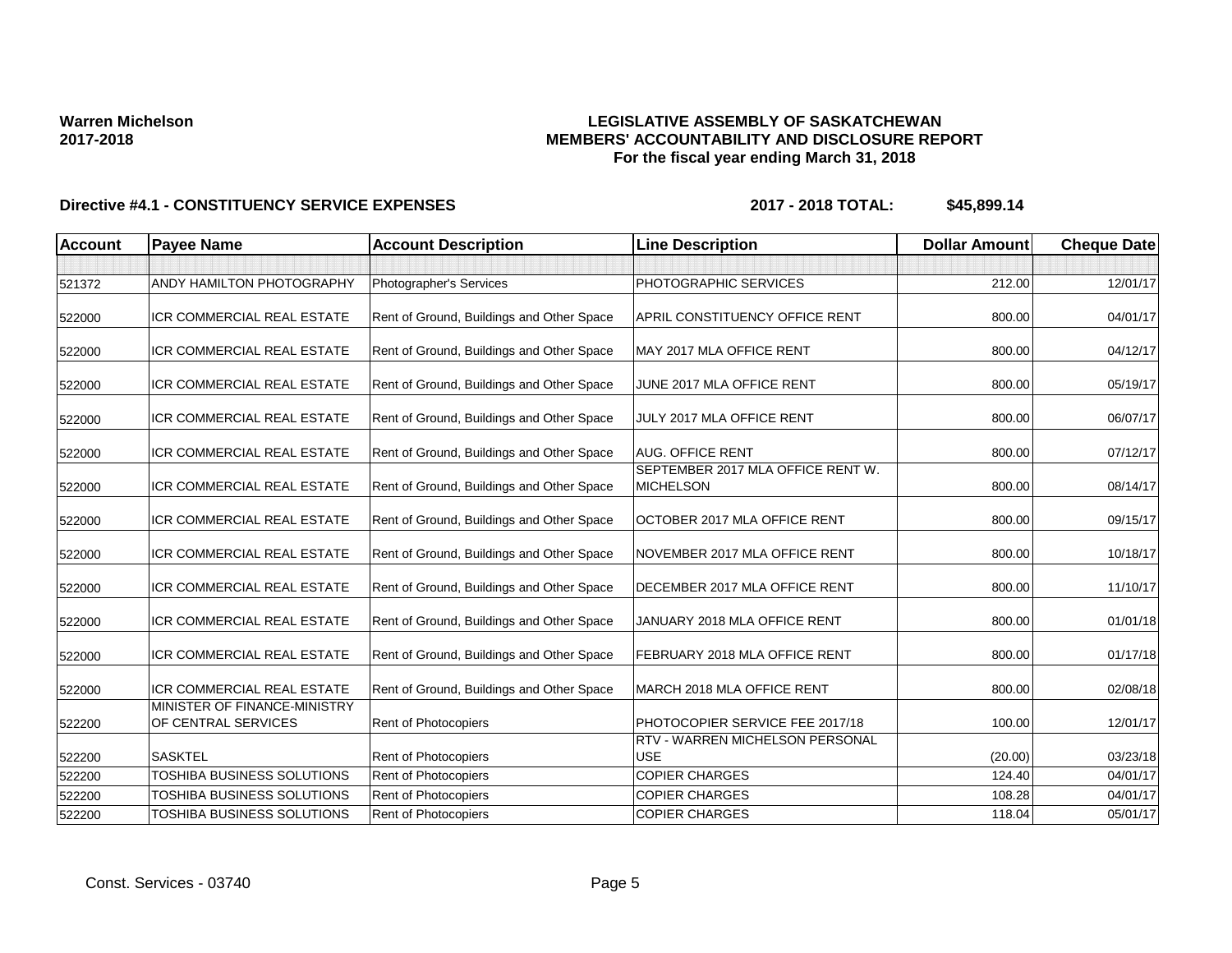**Warren Michelson**
**2017-2018**

**LEGISLATIVE ASSEMBLY OF SASKATCHEWAN**
**MEMBERS' ACCOUNTABILITY AND DISCLOSURE REPORT**
**For the fiscal year ending March 31, 2018**

**Directive #4.1 - CONSTITUENCY SERVICE EXPENSES** **2017 - 2018 TOTAL: $45,899.14**

| Account | Payee Name | Account Description | Line Description | Dollar Amount | Cheque Date |
|---|---|---|---|---|---|
| | | | | | |
| 521372 | ANDY HAMILTON PHOTOGRAPHY | Photographer's Services | PHOTOGRAPHIC SERVICES | 212.00 | 12/01/17 |
| 522000 | ICR COMMERCIAL REAL ESTATE | Rent of Ground, Buildings and Other Space | APRIL CONSTITUENCY OFFICE RENT | 800.00 | 04/01/17 |
| 522000 | ICR COMMERCIAL REAL ESTATE | Rent of Ground, Buildings and Other Space | MAY 2017 MLA OFFICE RENT | 800.00 | 04/12/17 |
| 522000 | ICR COMMERCIAL REAL ESTATE | Rent of Ground, Buildings and Other Space | JUNE 2017 MLA OFFICE RENT | 800.00 | 05/19/17 |
| 522000 | ICR COMMERCIAL REAL ESTATE | Rent of Ground, Buildings and Other Space | JULY 2017 MLA OFFICE RENT | 800.00 | 06/07/17 |
| 522000 | ICR COMMERCIAL REAL ESTATE | Rent of Ground, Buildings and Other Space | AUG. OFFICE RENT | 800.00 | 07/12/17 |
| 522000 | ICR COMMERCIAL REAL ESTATE | Rent of Ground, Buildings and Other Space | SEPTEMBER 2017 MLA OFFICE RENT W. MICHELSON | 800.00 | 08/14/17 |
| 522000 | ICR COMMERCIAL REAL ESTATE | Rent of Ground, Buildings and Other Space | OCTOBER 2017 MLA OFFICE RENT | 800.00 | 09/15/17 |
| 522000 | ICR COMMERCIAL REAL ESTATE | Rent of Ground, Buildings and Other Space | NOVEMBER 2017 MLA OFFICE RENT | 800.00 | 10/18/17 |
| 522000 | ICR COMMERCIAL REAL ESTATE | Rent of Ground, Buildings and Other Space | DECEMBER 2017 MLA OFFICE RENT | 800.00 | 11/10/17 |
| 522000 | ICR COMMERCIAL REAL ESTATE | Rent of Ground, Buildings and Other Space | JANUARY 2018 MLA OFFICE RENT | 800.00 | 01/01/18 |
| 522000 | ICR COMMERCIAL REAL ESTATE | Rent of Ground, Buildings and Other Space | FEBRUARY 2018 MLA OFFICE RENT | 800.00 | 01/17/18 |
| 522000 | ICR COMMERCIAL REAL ESTATE | Rent of Ground, Buildings and Other Space | MARCH 2018 MLA OFFICE RENT | 800.00 | 02/08/18 |
| 522200 | MINISTER OF FINANCE-MINISTRY OF CENTRAL SERVICES | Rent of Photocopiers | PHOTOCOPIER SERVICE FEE 2017/18 | 100.00 | 12/01/17 |
| 522200 | SASKTEL | Rent of Photocopiers | RTV - WARREN MICHELSON PERSONAL USE | (20.00) | 03/23/18 |
| 522200 | TOSHIBA BUSINESS SOLUTIONS | Rent of Photocopiers | COPIER CHARGES | 124.40 | 04/01/17 |
| 522200 | TOSHIBA BUSINESS SOLUTIONS | Rent of Photocopiers | COPIER CHARGES | 108.28 | 04/01/17 |
| 522200 | TOSHIBA BUSINESS SOLUTIONS | Rent of Photocopiers | COPIER CHARGES | 118.04 | 05/01/17 |

Const. Services - 03740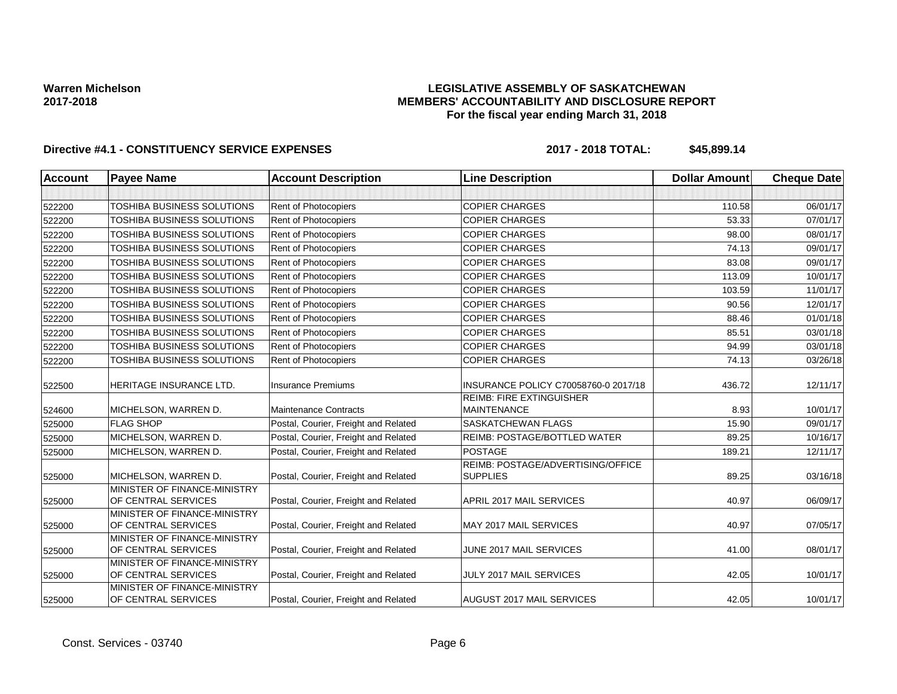**Warren Michelson**
**2017-2018**

# LEGISLATIVE ASSEMBLY OF SASKATCHEWAN
## MEMBERS' ACCOUNTABILITY AND DISCLOSURE REPORT
### For the fiscal year ending March 31, 2018

**Directive #4.1 - CONSTITUENCY SERVICE EXPENSES** **2017 - 2018 TOTAL: $45,899.14**

| Account | Payee Name | Account Description | Line Description | Dollar Amount | Cheque Date |
|---|---|---|---|---|---|
| | | | | | |
| 522200 | TOSHIBA BUSINESS SOLUTIONS | Rent of Photocopiers | COPIER CHARGES | 110.58 | 06/01/17 |
| 522200 | TOSHIBA BUSINESS SOLUTIONS | Rent of Photocopiers | COPIER CHARGES | 53.33 | 07/01/17 |
| 522200 | TOSHIBA BUSINESS SOLUTIONS | Rent of Photocopiers | COPIER CHARGES | 98.00 | 08/01/17 |
| 522200 | TOSHIBA BUSINESS SOLUTIONS | Rent of Photocopiers | COPIER CHARGES | 74.13 | 09/01/17 |
| 522200 | TOSHIBA BUSINESS SOLUTIONS | Rent of Photocopiers | COPIER CHARGES | 83.08 | 09/01/17 |
| 522200 | TOSHIBA BUSINESS SOLUTIONS | Rent of Photocopiers | COPIER CHARGES | 113.09 | 10/01/17 |
| 522200 | TOSHIBA BUSINESS SOLUTIONS | Rent of Photocopiers | COPIER CHARGES | 103.59 | 11/01/17 |
| 522200 | TOSHIBA BUSINESS SOLUTIONS | Rent of Photocopiers | COPIER CHARGES | 90.56 | 12/01/17 |
| 522200 | TOSHIBA BUSINESS SOLUTIONS | Rent of Photocopiers | COPIER CHARGES | 88.46 | 01/01/18 |
| 522200 | TOSHIBA BUSINESS SOLUTIONS | Rent of Photocopiers | COPIER CHARGES | 85.51 | 03/01/18 |
| 522200 | TOSHIBA BUSINESS SOLUTIONS | Rent of Photocopiers | COPIER CHARGES | 94.99 | 03/01/18 |
| 522200 | TOSHIBA BUSINESS SOLUTIONS | Rent of Photocopiers | COPIER CHARGES | 74.13 | 03/26/18 |
| 522500 | HERITAGE INSURANCE LTD. | Insurance Premiums | INSURANCE POLICY C70058760-0 2017/18 | 436.72 | 12/11/17 |
| 524600 | MICHELSON, WARREN D. | Maintenance Contracts | REIMB: FIRE EXTINGUISHER MAINTENANCE | 8.93 | 10/01/17 |
| 525000 | FLAG SHOP | Postal, Courier, Freight and Related | SASKATCHEWAN FLAGS | 15.90 | 09/01/17 |
| 525000 | MICHELSON, WARREN D. | Postal, Courier, Freight and Related | REIMB: POSTAGE/BOTTLED WATER | 89.25 | 10/16/17 |
| 525000 | MICHELSON, WARREN D. | Postal, Courier, Freight and Related | POSTAGE | 189.21 | 12/11/17 |
| 525000 | MICHELSON, WARREN D. | Postal, Courier, Freight and Related | REIMB: POSTAGE/ADVERTISING/OFFICE SUPPLIES | 89.25 | 03/16/18 |
| 525000 | MINISTER OF FINANCE-MINISTRY OF CENTRAL SERVICES | Postal, Courier, Freight and Related | APRIL 2017 MAIL SERVICES | 40.97 | 06/09/17 |
| 525000 | MINISTER OF FINANCE-MINISTRY OF CENTRAL SERVICES | Postal, Courier, Freight and Related | MAY 2017 MAIL SERVICES | 40.97 | 07/05/17 |
| 525000 | MINISTER OF FINANCE-MINISTRY OF CENTRAL SERVICES | Postal, Courier, Freight and Related | JUNE 2017 MAIL SERVICES | 41.00 | 08/01/17 |
| 525000 | MINISTER OF FINANCE-MINISTRY OF CENTRAL SERVICES | Postal, Courier, Freight and Related | JULY 2017 MAIL SERVICES | 42.05 | 10/01/17 |
| 525000 | MINISTER OF FINANCE-MINISTRY OF CENTRAL SERVICES | Postal, Courier, Freight and Related | AUGUST 2017 MAIL SERVICES | 42.05 | 10/01/17 |

Const. Services - 03740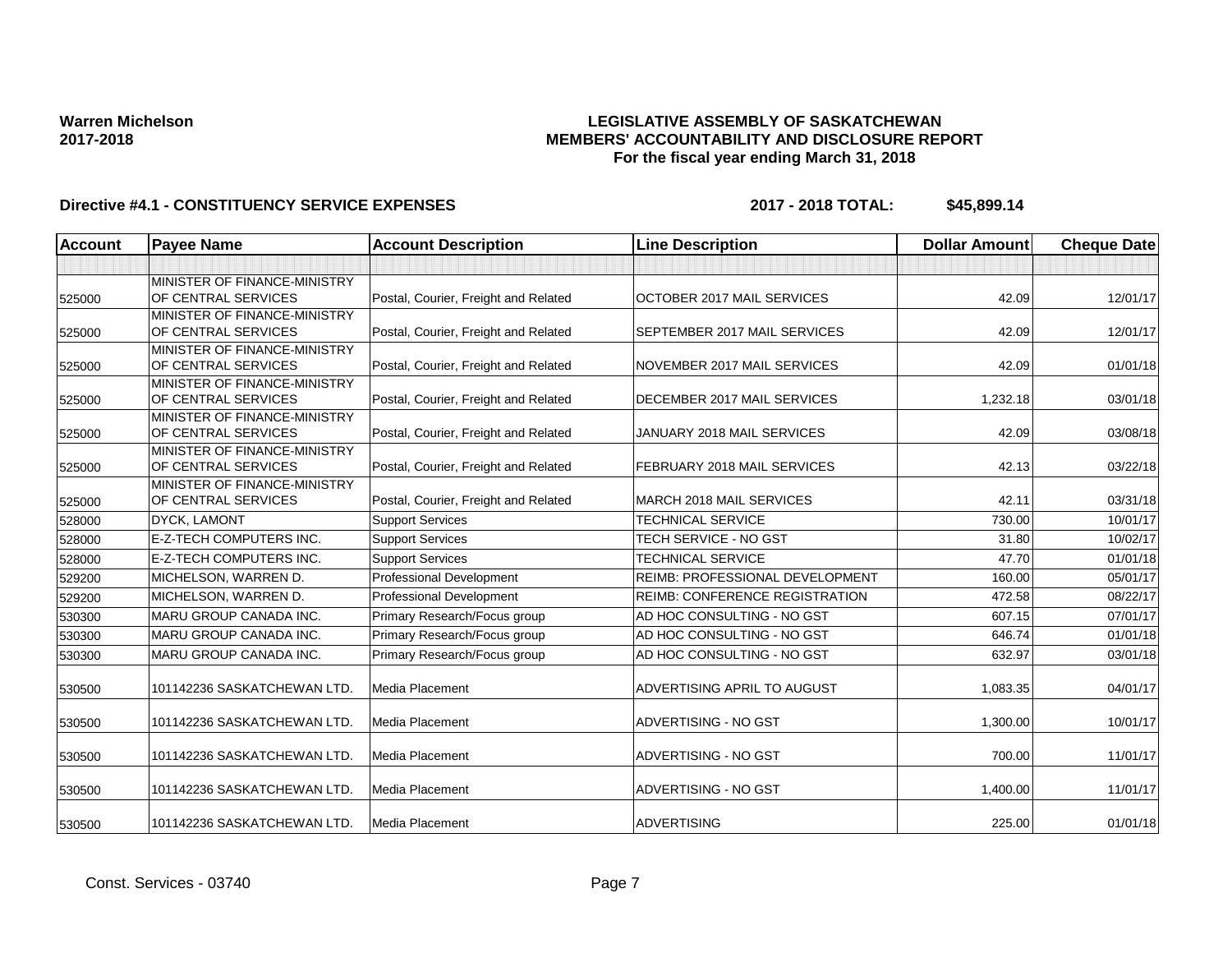**Warren Michelson**
**2017-2018**

# LEGISLATIVE ASSEMBLY OF SASKATCHEWAN
## MEMBERS' ACCOUNTABILITY AND DISCLOSURE REPORT
### For the fiscal year ending March 31, 2018

**Directive #4.1 - CONSTITUENCY SERVICE EXPENSES** **2017 - 2018 TOTAL: $45,899.14**

| Account | Payee Name | Account Description | Line Description | Dollar Amount | Cheque Date |
|---|---|---|---|---|---|
| | | | | | |
| 525000 | MINISTER OF FINANCE-MINISTRY OF CENTRAL SERVICES | Postal, Courier, Freight and Related | OCTOBER 2017 MAIL SERVICES | 42.09 | 12/01/17 |
| 525000 | MINISTER OF FINANCE-MINISTRY OF CENTRAL SERVICES | Postal, Courier, Freight and Related | SEPTEMBER 2017 MAIL SERVICES | 42.09 | 12/01/17 |
| 525000 | MINISTER OF FINANCE-MINISTRY OF CENTRAL SERVICES | Postal, Courier, Freight and Related | NOVEMBER 2017 MAIL SERVICES | 42.09 | 01/01/18 |
| 525000 | MINISTER OF FINANCE-MINISTRY OF CENTRAL SERVICES | Postal, Courier, Freight and Related | DECEMBER 2017 MAIL SERVICES | 1,232.18 | 03/01/18 |
| 525000 | MINISTER OF FINANCE-MINISTRY OF CENTRAL SERVICES | Postal, Courier, Freight and Related | JANUARY 2018 MAIL SERVICES | 42.09 | 03/08/18 |
| 525000 | MINISTER OF FINANCE-MINISTRY OF CENTRAL SERVICES | Postal, Courier, Freight and Related | FEBRUARY 2018 MAIL SERVICES | 42.13 | 03/22/18 |
| 525000 | MINISTER OF FINANCE-MINISTRY OF CENTRAL SERVICES | Postal, Courier, Freight and Related | MARCH 2018 MAIL SERVICES | 42.11 | 03/31/18 |
| 528000 | DYCK, LAMONT | Support Services | TECHNICAL SERVICE | 730.00 | 10/01/17 |
| 528000 | E-Z-TECH COMPUTERS INC. | Support Services | TECH SERVICE - NO GST | 31.80 | 10/02/17 |
| 528000 | E-Z-TECH COMPUTERS INC. | Support Services | TECHNICAL SERVICE | 47.70 | 01/01/18 |
| 529200 | MICHELSON, WARREN D. | Professional Development | REIMB: PROFESSIONAL DEVELOPMENT | 160.00 | 05/01/17 |
| 529200 | MICHELSON, WARREN D. | Professional Development | REIMB: CONFERENCE REGISTRATION | 472.58 | 08/22/17 |
| 530300 | MARU GROUP CANADA INC. | Primary Research/Focus group | AD HOC CONSULTING - NO GST | 607.15 | 07/01/17 |
| 530300 | MARU GROUP CANADA INC. | Primary Research/Focus group | AD HOC CONSULTING - NO GST | 646.74 | 01/01/18 |
| 530300 | MARU GROUP CANADA INC. | Primary Research/Focus group | AD HOC CONSULTING - NO GST | 632.97 | 03/01/18 |
| 530500 | 101142236 SASKATCHEWAN LTD. | Media Placement | ADVERTISING APRIL TO AUGUST | 1,083.35 | 04/01/17 |
| 530500 | 101142236 SASKATCHEWAN LTD. | Media Placement | ADVERTISING - NO GST | 1,300.00 | 10/01/17 |
| 530500 | 101142236 SASKATCHEWAN LTD. | Media Placement | ADVERTISING - NO GST | 700.00 | 11/01/17 |
| 530500 | 101142236 SASKATCHEWAN LTD. | Media Placement | ADVERTISING - NO GST | 1,400.00 | 11/01/17 |
| 530500 | 101142236 SASKATCHEWAN LTD. | Media Placement | ADVERTISING | 225.00 | 01/01/18 |

Const. Services - 03740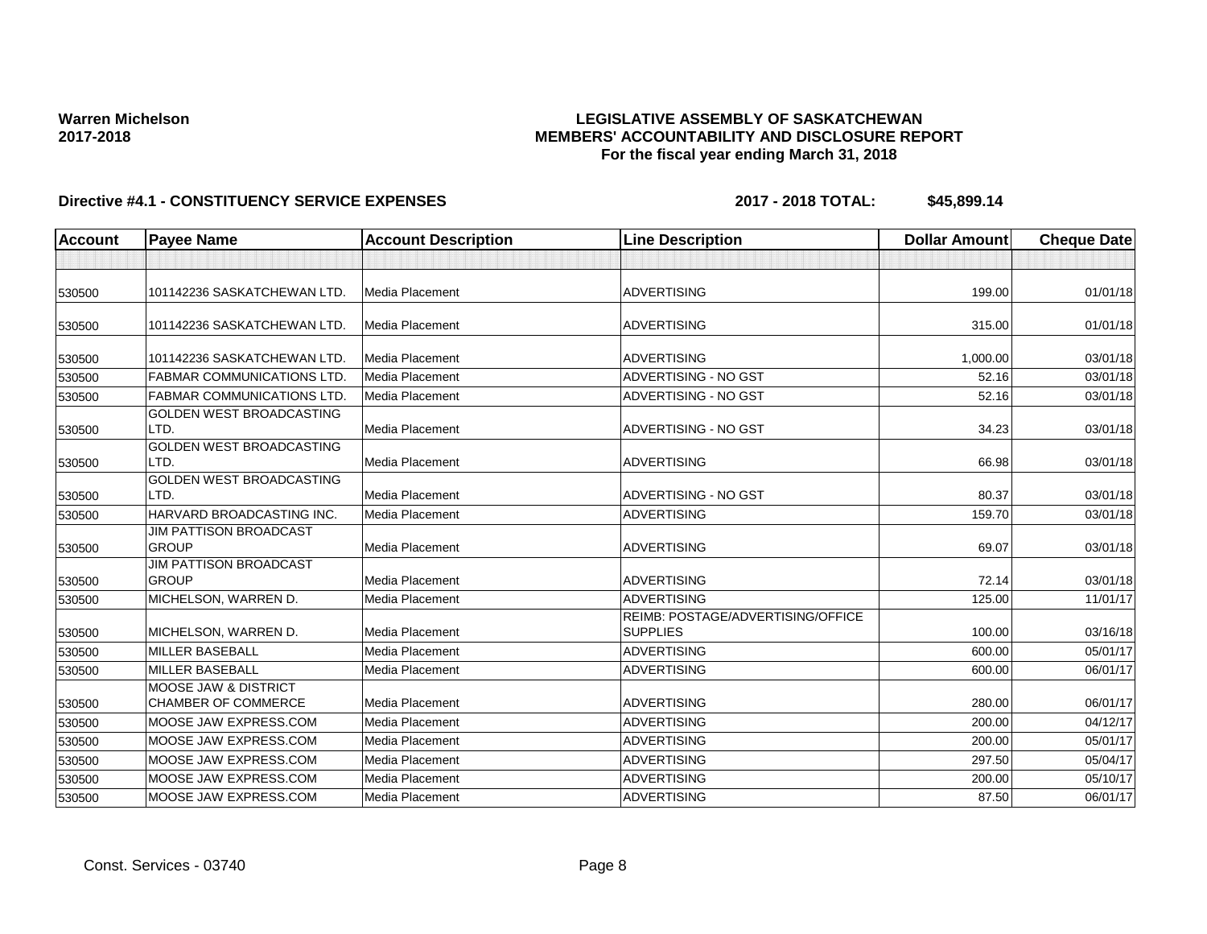**Warren Michelson**
**2017-2018**

# LEGISLATIVE ASSEMBLY OF SASKATCHEWAN
## MEMBERS' ACCOUNTABILITY AND DISCLOSURE REPORT
### For the fiscal year ending March 31, 2018

**Directive #4.1 - CONSTITUENCY SERVICE EXPENSES** **2017 - 2018 TOTAL: $45,899.14**

| Account | Payee Name | Account Description | Line Description | Dollar Amount | Cheque Date |
|---|---|---|---|---|---|
| | | | | | |
| 530500 | 101142236 SASKATCHEWAN LTD. | Media Placement | ADVERTISING | 199.00 | 01/01/18 |
| 530500 | 101142236 SASKATCHEWAN LTD. | Media Placement | ADVERTISING | 315.00 | 01/01/18 |
| 530500 | 101142236 SASKATCHEWAN LTD. | Media Placement | ADVERTISING | 1,000.00 | 03/01/18 |
| 530500 | FABMAR COMMUNICATIONS LTD. | Media Placement | ADVERTISING - NO GST | 52.16 | 03/01/18 |
| 530500 | FABMAR COMMUNICATIONS LTD. | Media Placement | ADVERTISING - NO GST | 52.16 | 03/01/18 |
| 530500 | GOLDEN WEST BROADCASTING LTD. | Media Placement | ADVERTISING - NO GST | 34.23 | 03/01/18 |
| 530500 | GOLDEN WEST BROADCASTING LTD. | Media Placement | ADVERTISING | 66.98 | 03/01/18 |
| 530500 | GOLDEN WEST BROADCASTING LTD. | Media Placement | ADVERTISING - NO GST | 80.37 | 03/01/18 |
| 530500 | HARVARD BROADCASTING INC. | Media Placement | ADVERTISING | 159.70 | 03/01/18 |
| 530500 | JIM PATTISON BROADCAST GROUP | Media Placement | ADVERTISING | 69.07 | 03/01/18 |
| 530500 | JIM PATTISON BROADCAST GROUP | Media Placement | ADVERTISING | 72.14 | 03/01/18 |
| 530500 | MICHELSON, WARREN D. | Media Placement | ADVERTISING | 125.00 | 11/01/17 |
| 530500 | MICHELSON, WARREN D. | Media Placement | REIMB: POSTAGE/ADVERTISING/OFFICE SUPPLIES | 100.00 | 03/16/18 |
| 530500 | MILLER BASEBALL | Media Placement | ADVERTISING | 600.00 | 05/01/17 |
| 530500 | MILLER BASEBALL | Media Placement | ADVERTISING | 600.00 | 06/01/17 |
| 530500 | MOOSE JAW & DISTRICT CHAMBER OF COMMERCE | Media Placement | ADVERTISING | 280.00 | 06/01/17 |
| 530500 | MOOSE JAW EXPRESS.COM | Media Placement | ADVERTISING | 200.00 | 04/12/17 |
| 530500 | MOOSE JAW EXPRESS.COM | Media Placement | ADVERTISING | 200.00 | 05/01/17 |
| 530500 | MOOSE JAW EXPRESS.COM | Media Placement | ADVERTISING | 297.50 | 05/04/17 |
| 530500 | MOOSE JAW EXPRESS.COM | Media Placement | ADVERTISING | 200.00 | 05/10/17 |
| 530500 | MOOSE JAW EXPRESS.COM | Media Placement | ADVERTISING | 87.50 | 06/01/17 |

Const. Services - 03740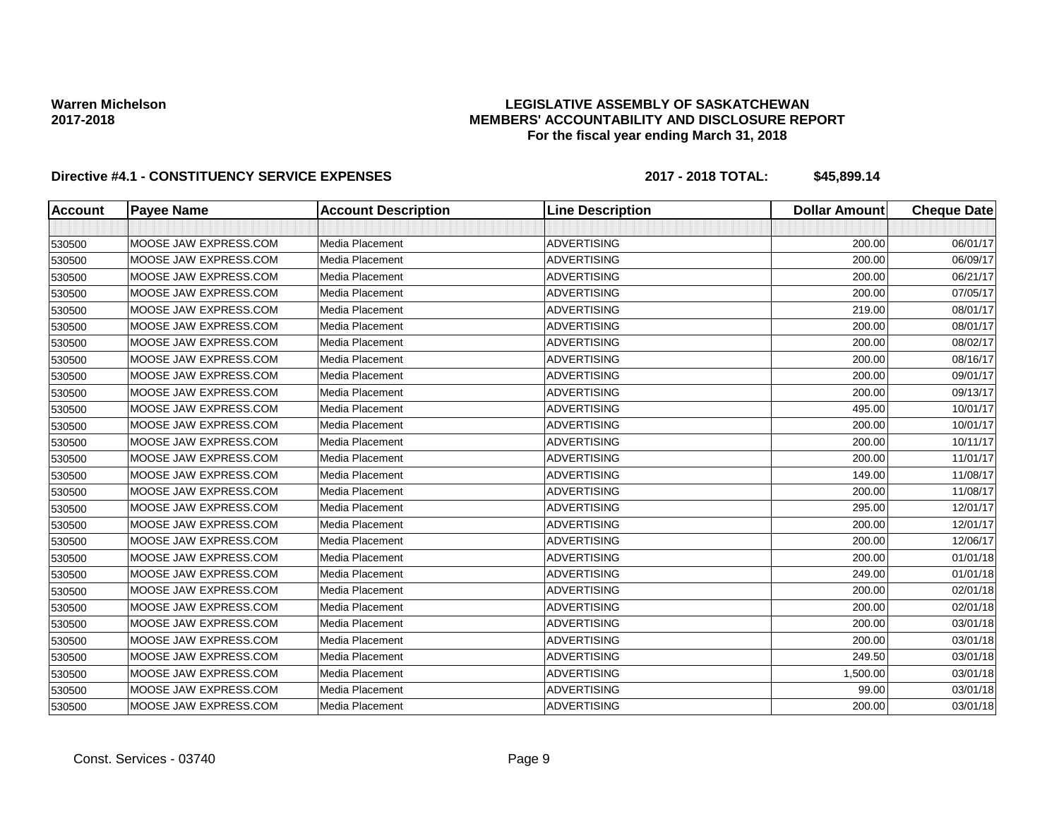**Warren Michelson**
**2017-2018**

**LEGISLATIVE ASSEMBLY OF SASKATCHEWAN**
**MEMBERS' ACCOUNTABILITY AND DISCLOSURE REPORT**
**For the fiscal year ending March 31, 2018**

**Directive #4.1 - CONSTITUENCY SERVICE EXPENSES** **2017 - 2018 TOTAL: $45,899.14**

| Account | Payee Name | Account Description | Line Description | Dollar Amount | Cheque Date |
|---|---|---|---|---|---|
| | | | | | |
| 530500 | MOOSE JAW EXPRESS.COM | Media Placement | ADVERTISING | 200.00 | 06/01/17 |
| 530500 | MOOSE JAW EXPRESS.COM | Media Placement | ADVERTISING | 200.00 | 06/09/17 |
| 530500 | MOOSE JAW EXPRESS.COM | Media Placement | ADVERTISING | 200.00 | 06/21/17 |
| 530500 | MOOSE JAW EXPRESS.COM | Media Placement | ADVERTISING | 200.00 | 07/05/17 |
| 530500 | MOOSE JAW EXPRESS.COM | Media Placement | ADVERTISING | 219.00 | 08/01/17 |
| 530500 | MOOSE JAW EXPRESS.COM | Media Placement | ADVERTISING | 200.00 | 08/01/17 |
| 530500 | MOOSE JAW EXPRESS.COM | Media Placement | ADVERTISING | 200.00 | 08/02/17 |
| 530500 | MOOSE JAW EXPRESS.COM | Media Placement | ADVERTISING | 200.00 | 08/16/17 |
| 530500 | MOOSE JAW EXPRESS.COM | Media Placement | ADVERTISING | 200.00 | 09/01/17 |
| 530500 | MOOSE JAW EXPRESS.COM | Media Placement | ADVERTISING | 200.00 | 09/13/17 |
| 530500 | MOOSE JAW EXPRESS.COM | Media Placement | ADVERTISING | 495.00 | 10/01/17 |
| 530500 | MOOSE JAW EXPRESS.COM | Media Placement | ADVERTISING | 200.00 | 10/01/17 |
| 530500 | MOOSE JAW EXPRESS.COM | Media Placement | ADVERTISING | 200.00 | 10/11/17 |
| 530500 | MOOSE JAW EXPRESS.COM | Media Placement | ADVERTISING | 200.00 | 11/01/17 |
| 530500 | MOOSE JAW EXPRESS.COM | Media Placement | ADVERTISING | 149.00 | 11/08/17 |
| 530500 | MOOSE JAW EXPRESS.COM | Media Placement | ADVERTISING | 200.00 | 11/08/17 |
| 530500 | MOOSE JAW EXPRESS.COM | Media Placement | ADVERTISING | 295.00 | 12/01/17 |
| 530500 | MOOSE JAW EXPRESS.COM | Media Placement | ADVERTISING | 200.00 | 12/01/17 |
| 530500 | MOOSE JAW EXPRESS.COM | Media Placement | ADVERTISING | 200.00 | 12/06/17 |
| 530500 | MOOSE JAW EXPRESS.COM | Media Placement | ADVERTISING | 200.00 | 01/01/18 |
| 530500 | MOOSE JAW EXPRESS.COM | Media Placement | ADVERTISING | 249.00 | 01/01/18 |
| 530500 | MOOSE JAW EXPRESS.COM | Media Placement | ADVERTISING | 200.00 | 02/01/18 |
| 530500 | MOOSE JAW EXPRESS.COM | Media Placement | ADVERTISING | 200.00 | 02/01/18 |
| 530500 | MOOSE JAW EXPRESS.COM | Media Placement | ADVERTISING | 200.00 | 03/01/18 |
| 530500 | MOOSE JAW EXPRESS.COM | Media Placement | ADVERTISING | 200.00 | 03/01/18 |
| 530500 | MOOSE JAW EXPRESS.COM | Media Placement | ADVERTISING | 249.50 | 03/01/18 |
| 530500 | MOOSE JAW EXPRESS.COM | Media Placement | ADVERTISING | 1,500.00 | 03/01/18 |
| 530500 | MOOSE JAW EXPRESS.COM | Media Placement | ADVERTISING | 99.00 | 03/01/18 |
| 530500 | MOOSE JAW EXPRESS.COM | Media Placement | ADVERTISING | 200.00 | 03/01/18 |

Const. Services - 03740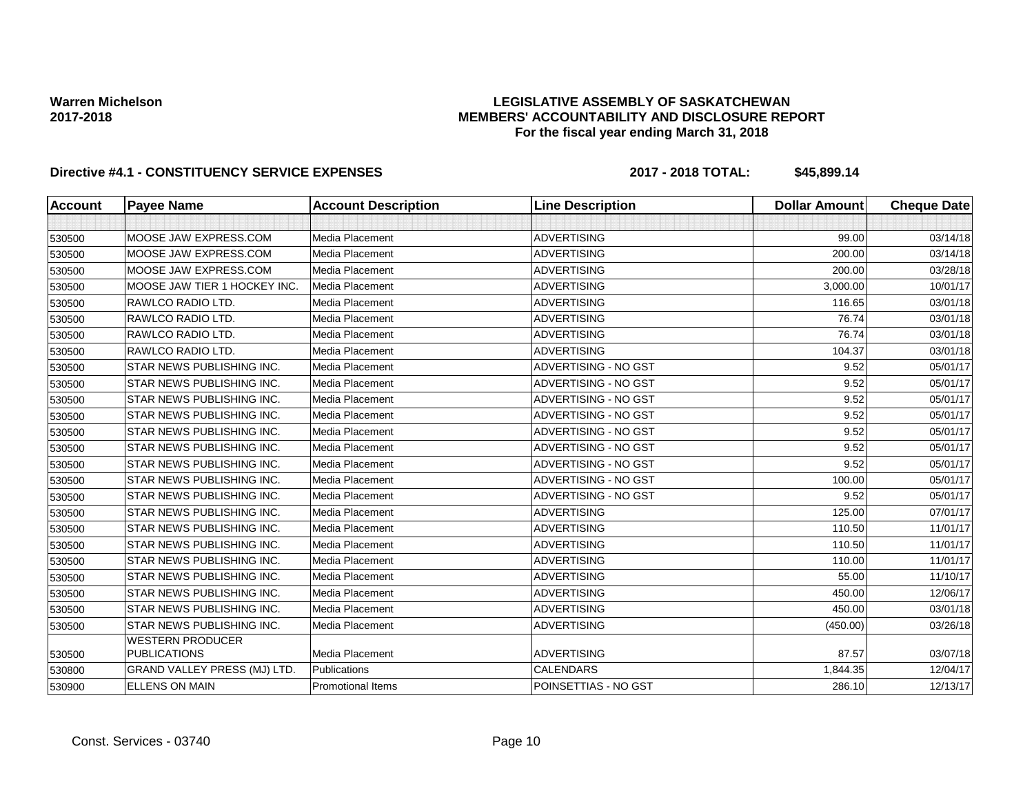**Warren Michelson**
**2017-2018**

**LEGISLATIVE ASSEMBLY OF SASKATCHEWAN**
**MEMBERS' ACCOUNTABILITY AND DISCLOSURE REPORT**
**For the fiscal year ending March 31, 2018**

**Directive #4.1 - CONSTITUENCY SERVICE EXPENSES** **2017 - 2018 TOTAL: $45,899.14**

| Account | Payee Name | Account Description | Line Description | Dollar Amount | Cheque Date |
|---|---|---|---|---|---|
| | | | | | |
| 530500 | MOOSE JAW EXPRESS.COM | Media Placement | ADVERTISING | 99.00 | 03/14/18 |
| 530500 | MOOSE JAW EXPRESS.COM | Media Placement | ADVERTISING | 200.00 | 03/14/18 |
| 530500 | MOOSE JAW EXPRESS.COM | Media Placement | ADVERTISING | 200.00 | 03/28/18 |
| 530500 | MOOSE JAW TIER 1 HOCKEY INC. | Media Placement | ADVERTISING | 3,000.00 | 10/01/17 |
| 530500 | RAWLCO RADIO LTD. | Media Placement | ADVERTISING | 116.65 | 03/01/18 |
| 530500 | RAWLCO RADIO LTD. | Media Placement | ADVERTISING | 76.74 | 03/01/18 |
| 530500 | RAWLCO RADIO LTD. | Media Placement | ADVERTISING | 76.74 | 03/01/18 |
| 530500 | RAWLCO RADIO LTD. | Media Placement | ADVERTISING | 104.37 | 03/01/18 |
| 530500 | STAR NEWS PUBLISHING INC. | Media Placement | ADVERTISING - NO GST | 9.52 | 05/01/17 |
| 530500 | STAR NEWS PUBLISHING INC. | Media Placement | ADVERTISING - NO GST | 9.52 | 05/01/17 |
| 530500 | STAR NEWS PUBLISHING INC. | Media Placement | ADVERTISING - NO GST | 9.52 | 05/01/17 |
| 530500 | STAR NEWS PUBLISHING INC. | Media Placement | ADVERTISING - NO GST | 9.52 | 05/01/17 |
| 530500 | STAR NEWS PUBLISHING INC. | Media Placement | ADVERTISING - NO GST | 9.52 | 05/01/17 |
| 530500 | STAR NEWS PUBLISHING INC. | Media Placement | ADVERTISING - NO GST | 9.52 | 05/01/17 |
| 530500 | STAR NEWS PUBLISHING INC. | Media Placement | ADVERTISING - NO GST | 9.52 | 05/01/17 |
| 530500 | STAR NEWS PUBLISHING INC. | Media Placement | ADVERTISING - NO GST | 100.00 | 05/01/17 |
| 530500 | STAR NEWS PUBLISHING INC. | Media Placement | ADVERTISING - NO GST | 9.52 | 05/01/17 |
| 530500 | STAR NEWS PUBLISHING INC. | Media Placement | ADVERTISING | 125.00 | 07/01/17 |
| 530500 | STAR NEWS PUBLISHING INC. | Media Placement | ADVERTISING | 110.50 | 11/01/17 |
| 530500 | STAR NEWS PUBLISHING INC. | Media Placement | ADVERTISING | 110.50 | 11/01/17 |
| 530500 | STAR NEWS PUBLISHING INC. | Media Placement | ADVERTISING | 110.00 | 11/01/17 |
| 530500 | STAR NEWS PUBLISHING INC. | Media Placement | ADVERTISING | 55.00 | 11/10/17 |
| 530500 | STAR NEWS PUBLISHING INC. | Media Placement | ADVERTISING | 450.00 | 12/06/17 |
| 530500 | STAR NEWS PUBLISHING INC. | Media Placement | ADVERTISING | 450.00 | 03/01/18 |
| 530500 | STAR NEWS PUBLISHING INC. | Media Placement | ADVERTISING | (450.00) | 03/26/18 |
| 530500 | WESTERN PRODUCER PUBLICATIONS | Media Placement | ADVERTISING | 87.57 | 03/07/18 |
| 530800 | GRAND VALLEY PRESS (MJ) LTD. | Publications | CALENDARS | 1,844.35 | 12/04/17 |
| 530900 | ELLENS ON MAIN | Promotional Items | POINSETTIAS - NO GST | 286.10 | 12/13/17 |

Const. Services - 03740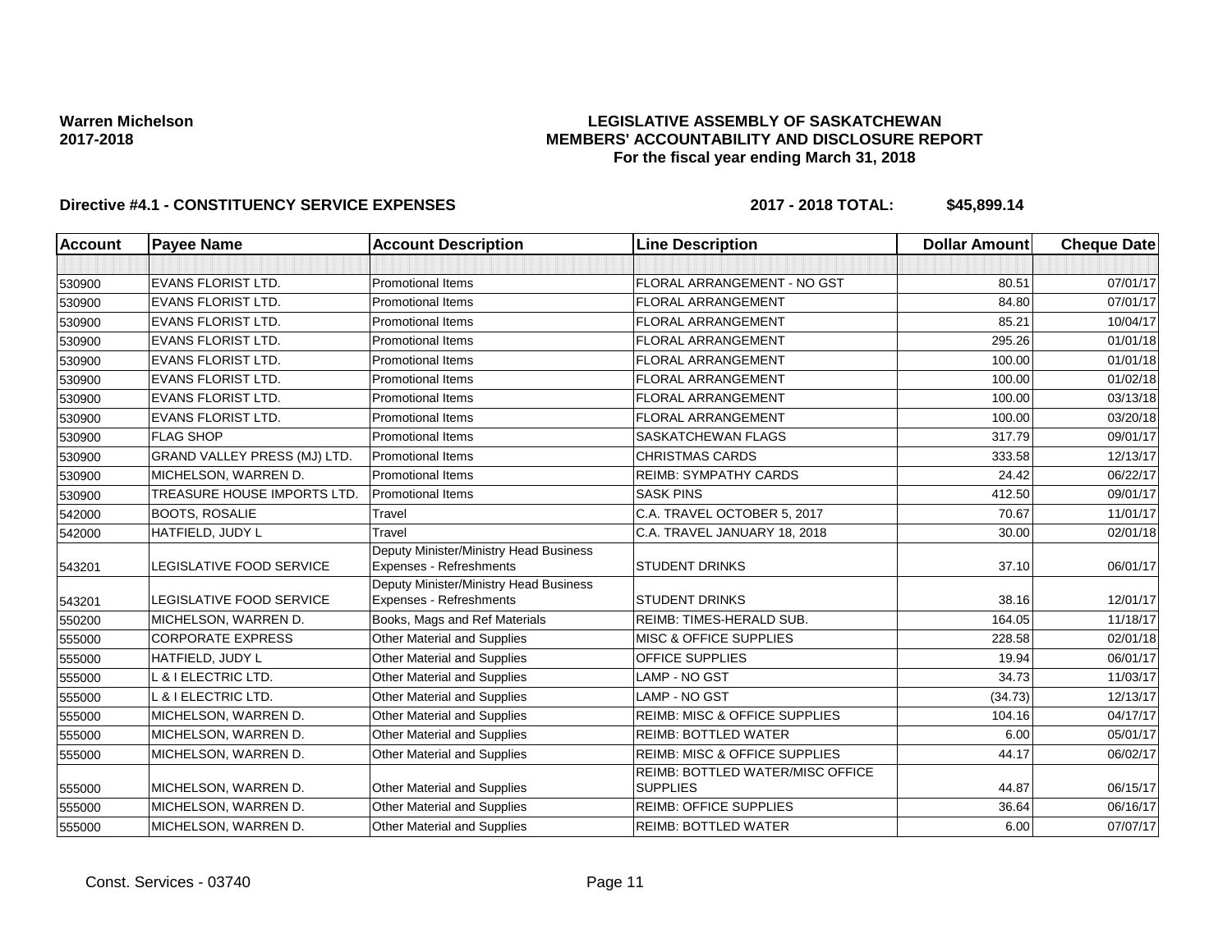**Warren Michelson**
**2017-2018**

**LEGISLATIVE ASSEMBLY OF SASKATCHEWAN**
**MEMBERS' ACCOUNTABILITY AND DISCLOSURE REPORT**
**For the fiscal year ending March 31, 2018**

**Directive #4.1 - CONSTITUENCY SERVICE EXPENSES** **2017 - 2018 TOTAL: $45,899.14**

| Account | Payee Name | Account Description | Line Description | Dollar Amount | Cheque Date |
|---|---|---|---|---|---|
| | | | | | |
| 530900 | EVANS FLORIST LTD. | Promotional Items | FLORAL ARRANGEMENT - NO GST | 80.51 | 07/01/17 |
| 530900 | EVANS FLORIST LTD. | Promotional Items | FLORAL ARRANGEMENT | 84.80 | 07/01/17 |
| 530900 | EVANS FLORIST LTD. | Promotional Items | FLORAL ARRANGEMENT | 85.21 | 10/04/17 |
| 530900 | EVANS FLORIST LTD. | Promotional Items | FLORAL ARRANGEMENT | 295.26 | 01/01/18 |
| 530900 | EVANS FLORIST LTD. | Promotional Items | FLORAL ARRANGEMENT | 100.00 | 01/01/18 |
| 530900 | EVANS FLORIST LTD. | Promotional Items | FLORAL ARRANGEMENT | 100.00 | 01/02/18 |
| 530900 | EVANS FLORIST LTD. | Promotional Items | FLORAL ARRANGEMENT | 100.00 | 03/13/18 |
| 530900 | EVANS FLORIST LTD. | Promotional Items | FLORAL ARRANGEMENT | 100.00 | 03/20/18 |
| 530900 | FLAG SHOP | Promotional Items | SASKATCHEWAN FLAGS | 317.79 | 09/01/17 |
| 530900 | GRAND VALLEY PRESS (MJ) LTD. | Promotional Items | CHRISTMAS CARDS | 333.58 | 12/13/17 |
| 530900 | MICHELSON, WARREN D. | Promotional Items | REIMB: SYMPATHY CARDS | 24.42 | 06/22/17 |
| 530900 | TREASURE HOUSE IMPORTS LTD. | Promotional Items | SASK PINS | 412.50 | 09/01/17 |
| 542000 | BOOTS, ROSALIE | Travel | C.A. TRAVEL OCTOBER 5, 2017 | 70.67 | 11/01/17 |
| 542000 | HATFIELD, JUDY L | Travel | C.A. TRAVEL JANUARY 18, 2018 | 30.00 | 02/01/18 |
| 543201 | LEGISLATIVE FOOD SERVICE | Deputy Minister/Ministry Head Business Expenses - Refreshments | STUDENT DRINKS | 37.10 | 06/01/17 |
| 543201 | LEGISLATIVE FOOD SERVICE | Deputy Minister/Ministry Head Business Expenses - Refreshments | STUDENT DRINKS | 38.16 | 12/01/17 |
| 550200 | MICHELSON, WARREN D. | Books, Mags and Ref Materials | REIMB: TIMES-HERALD SUB. | 164.05 | 11/18/17 |
| 555000 | CORPORATE EXPRESS | Other Material and Supplies | MISC & OFFICE SUPPLIES | 228.58 | 02/01/18 |
| 555000 | HATFIELD, JUDY L | Other Material and Supplies | OFFICE SUPPLIES | 19.94 | 06/01/17 |
| 555000 | L & I ELECTRIC LTD. | Other Material and Supplies | LAMP - NO GST | 34.73 | 11/03/17 |
| 555000 | L & I ELECTRIC LTD. | Other Material and Supplies | LAMP - NO GST | (34.73) | 12/13/17 |
| 555000 | MICHELSON, WARREN D. | Other Material and Supplies | REIMB: MISC & OFFICE SUPPLIES | 104.16 | 04/17/17 |
| 555000 | MICHELSON, WARREN D. | Other Material and Supplies | REIMB: BOTTLED WATER | 6.00 | 05/01/17 |
| 555000 | MICHELSON, WARREN D. | Other Material and Supplies | REIMB: MISC & OFFICE SUPPLIES | 44.17 | 06/02/17 |
| 555000 | MICHELSON, WARREN D. | Other Material and Supplies | REIMB: BOTTLED WATER/MISC OFFICE SUPPLIES | 44.87 | 06/15/17 |
| 555000 | MICHELSON, WARREN D. | Other Material and Supplies | REIMB: OFFICE SUPPLIES | 36.64 | 06/16/17 |
| 555000 | MICHELSON, WARREN D. | Other Material and Supplies | REIMB: BOTTLED WATER | 6.00 | 07/07/17 |

Const. Services - 03740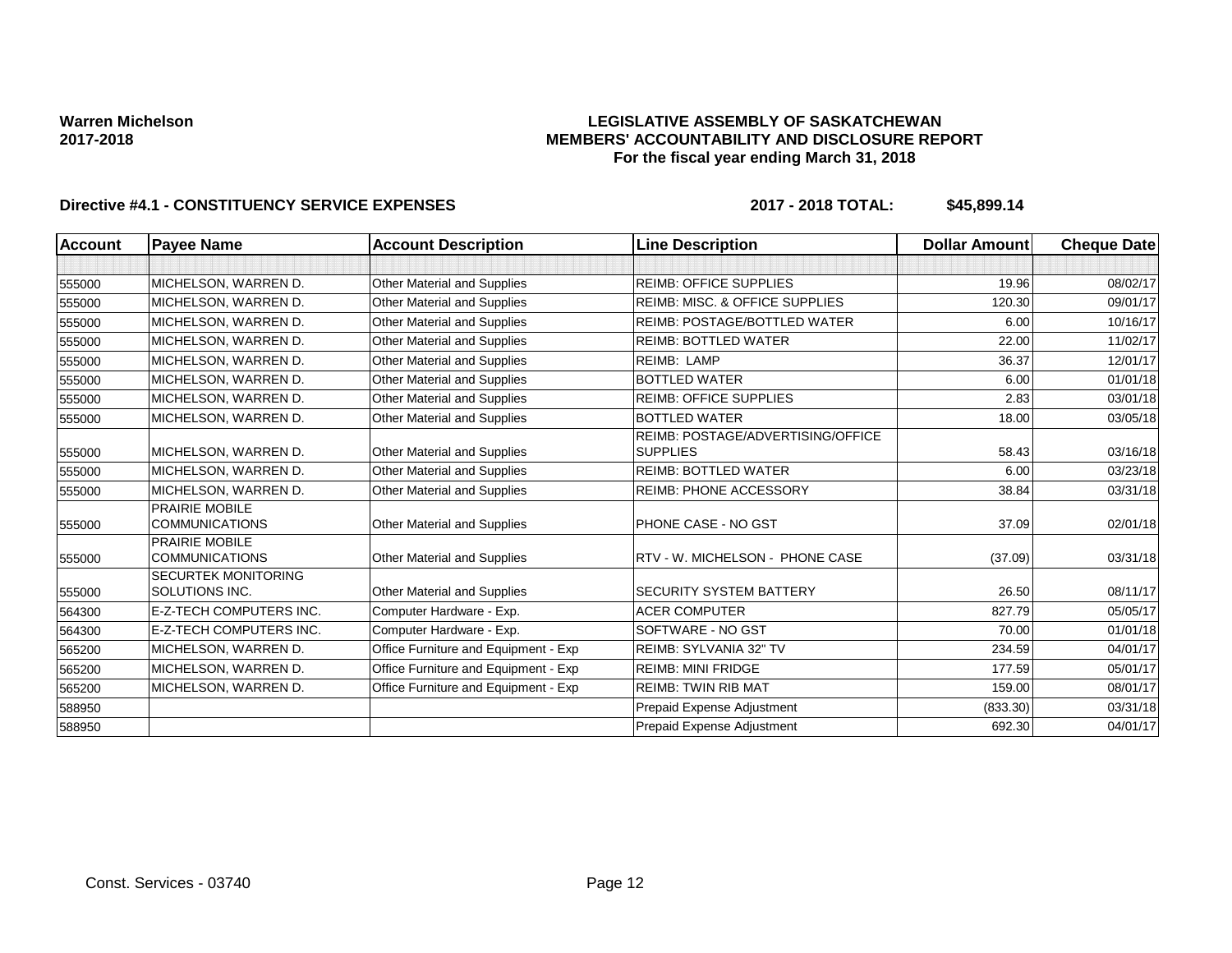**Warren Michelson**
**2017-2018**

# LEGISLATIVE ASSEMBLY OF SASKATCHEWAN
## MEMBERS' ACCOUNTABILITY AND DISCLOSURE REPORT
### For the fiscal year ending March 31, 2018

**Directive #4.1 - CONSTITUENCY SERVICE EXPENSES** **2017 - 2018 TOTAL: $45,899.14**

| Account | Payee Name | Account Description | Line Description | Dollar Amount | Cheque Date |
|---|---|---|---|---|---|
| | | | | | |
| 555000 | MICHELSON, WARREN D. | Other Material and Supplies | REIMB: OFFICE SUPPLIES | 19.96 | 08/02/17 |
| 555000 | MICHELSON, WARREN D. | Other Material and Supplies | REIMB: MISC. & OFFICE SUPPLIES | 120.30 | 09/01/17 |
| 555000 | MICHELSON, WARREN D. | Other Material and Supplies | REIMB: POSTAGE/BOTTLED WATER | 6.00 | 10/16/17 |
| 555000 | MICHELSON, WARREN D. | Other Material and Supplies | REIMB: BOTTLED WATER | 22.00 | 11/02/17 |
| 555000 | MICHELSON, WARREN D. | Other Material and Supplies | REIMB: LAMP | 36.37 | 12/01/17 |
| 555000 | MICHELSON, WARREN D. | Other Material and Supplies | BOTTLED WATER | 6.00 | 01/01/18 |
| 555000 | MICHELSON, WARREN D. | Other Material and Supplies | REIMB: OFFICE SUPPLIES | 2.83 | 03/01/18 |
| 555000 | MICHELSON, WARREN D. | Other Material and Supplies | BOTTLED WATER | 18.00 | 03/05/18 |
| 555000 | MICHELSON, WARREN D. | Other Material and Supplies | REIMB: POSTAGE/ADVERTISING/OFFICE SUPPLIES | 58.43 | 03/16/18 |
| 555000 | MICHELSON, WARREN D. | Other Material and Supplies | REIMB: BOTTLED WATER | 6.00 | 03/23/18 |
| 555000 | MICHELSON, WARREN D. | Other Material and Supplies | REIMB: PHONE ACCESSORY | 38.84 | 03/31/18 |
| 555000 | PRAIRIE MOBILE COMMUNICATIONS | Other Material and Supplies | PHONE CASE - NO GST | 37.09 | 02/01/18 |
| 555000 | PRAIRIE MOBILE COMMUNICATIONS | Other Material and Supplies | RTV - W. MICHELSON - PHONE CASE | (37.09) | 03/31/18 |
| 555000 | SECURTEK MONITORING SOLUTIONS INC. | Other Material and Supplies | SECURITY SYSTEM BATTERY | 26.50 | 08/11/17 |
| 564300 | E-Z-TECH COMPUTERS INC. | Computer Hardware - Exp. | ACER COMPUTER | 827.79 | 05/05/17 |
| 564300 | E-Z-TECH COMPUTERS INC. | Computer Hardware - Exp. | SOFTWARE - NO GST | 70.00 | 01/01/18 |
| 565200 | MICHELSON, WARREN D. | Office Furniture and Equipment - Exp | REIMB: SYLVANIA 32" TV | 234.59 | 04/01/17 |
| 565200 | MICHELSON, WARREN D. | Office Furniture and Equipment - Exp | REIMB: MINI FRIDGE | 177.59 | 05/01/17 |
| 565200 | MICHELSON, WARREN D. | Office Furniture and Equipment - Exp | REIMB: TWIN RIB MAT | 159.00 | 08/01/17 |
| 588950 | | | Prepaid Expense Adjustment | (833.30) | 03/31/18 |
| 588950 | | | Prepaid Expense Adjustment | 692.30 | 04/01/17 |

Const. Services - 03740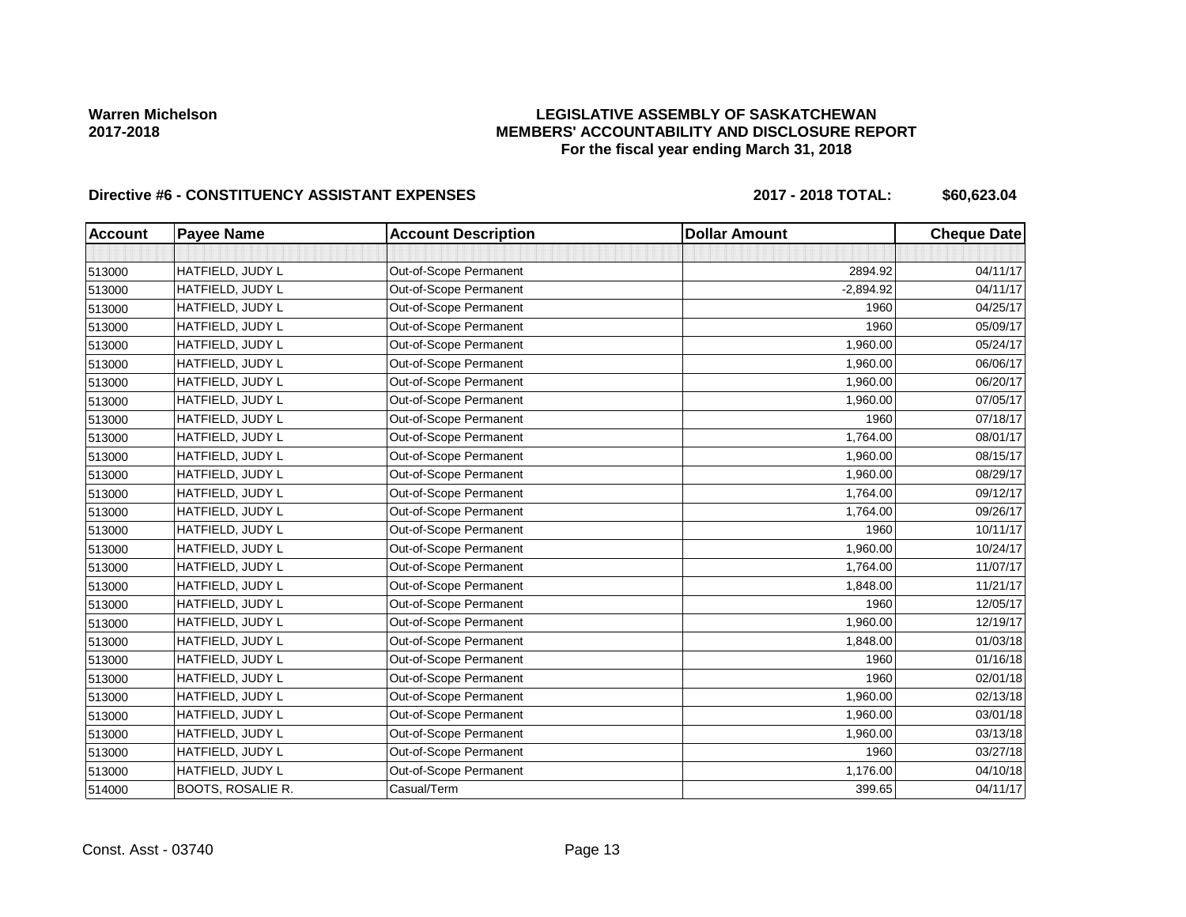**Warren Michelson**
**2017-2018**

# LEGISLATIVE ASSEMBLY OF SASKATCHEWAN
## MEMBERS' ACCOUNTABILITY AND DISCLOSURE REPORT
### For the fiscal year ending March 31, 2018

**Directive #6 - CONSTITUENCY ASSISTANT EXPENSES** **2017 - 2018 TOTAL: $60,623.04**

| Account | Payee Name | Account Description | Dollar Amount | Cheque Date |
|---|---|---|---|---|
| | | | | |
| 513000 | HATFIELD, JUDY L | Out-of-Scope Permanent | 2894.92 | 04/11/17 |
| 513000 | HATFIELD, JUDY L | Out-of-Scope Permanent | -2,894.92 | 04/11/17 |
| 513000 | HATFIELD, JUDY L | Out-of-Scope Permanent | 1960 | 04/25/17 |
| 513000 | HATFIELD, JUDY L | Out-of-Scope Permanent | 1960 | 05/09/17 |
| 513000 | HATFIELD, JUDY L | Out-of-Scope Permanent | 1,960.00 | 05/24/17 |
| 513000 | HATFIELD, JUDY L | Out-of-Scope Permanent | 1,960.00 | 06/06/17 |
| 513000 | HATFIELD, JUDY L | Out-of-Scope Permanent | 1,960.00 | 06/20/17 |
| 513000 | HATFIELD, JUDY L | Out-of-Scope Permanent | 1,960.00 | 07/05/17 |
| 513000 | HATFIELD, JUDY L | Out-of-Scope Permanent | 1960 | 07/18/17 |
| 513000 | HATFIELD, JUDY L | Out-of-Scope Permanent | 1,764.00 | 08/01/17 |
| 513000 | HATFIELD, JUDY L | Out-of-Scope Permanent | 1,960.00 | 08/15/17 |
| 513000 | HATFIELD, JUDY L | Out-of-Scope Permanent | 1,960.00 | 08/29/17 |
| 513000 | HATFIELD, JUDY L | Out-of-Scope Permanent | 1,764.00 | 09/12/17 |
| 513000 | HATFIELD, JUDY L | Out-of-Scope Permanent | 1,764.00 | 09/26/17 |
| 513000 | HATFIELD, JUDY L | Out-of-Scope Permanent | 1960 | 10/11/17 |
| 513000 | HATFIELD, JUDY L | Out-of-Scope Permanent | 1,960.00 | 10/24/17 |
| 513000 | HATFIELD, JUDY L | Out-of-Scope Permanent | 1,764.00 | 11/07/17 |
| 513000 | HATFIELD, JUDY L | Out-of-Scope Permanent | 1,848.00 | 11/21/17 |
| 513000 | HATFIELD, JUDY L | Out-of-Scope Permanent | 1960 | 12/05/17 |
| 513000 | HATFIELD, JUDY L | Out-of-Scope Permanent | 1,960.00 | 12/19/17 |
| 513000 | HATFIELD, JUDY L | Out-of-Scope Permanent | 1,848.00 | 01/03/18 |
| 513000 | HATFIELD, JUDY L | Out-of-Scope Permanent | 1960 | 01/16/18 |
| 513000 | HATFIELD, JUDY L | Out-of-Scope Permanent | 1960 | 02/01/18 |
| 513000 | HATFIELD, JUDY L | Out-of-Scope Permanent | 1,960.00 | 02/13/18 |
| 513000 | HATFIELD, JUDY L | Out-of-Scope Permanent | 1,960.00 | 03/01/18 |
| 513000 | HATFIELD, JUDY L | Out-of-Scope Permanent | 1,960.00 | 03/13/18 |
| 513000 | HATFIELD, JUDY L | Out-of-Scope Permanent | 1960 | 03/27/18 |
| 513000 | HATFIELD, JUDY L | Out-of-Scope Permanent | 1,176.00 | 04/10/18 |
| 514000 | BOOTS, ROSALIE R. | Casual/Term | 399.65 | 04/11/17 |

Const. Asst - 03740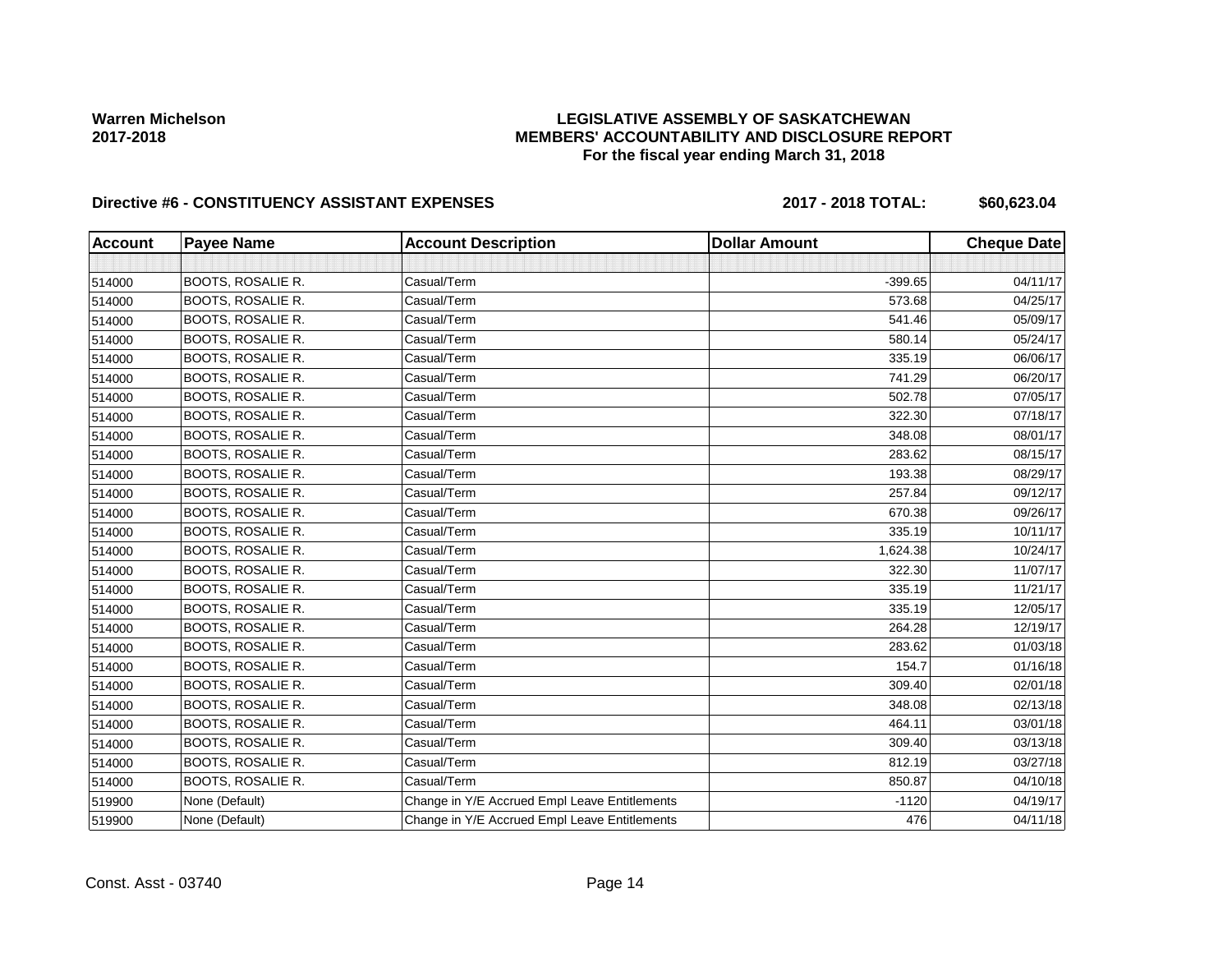**Warren Michelson**
**2017-2018**

**LEGISLATIVE ASSEMBLY OF SASKATCHEWAN**
**MEMBERS' ACCOUNTABILITY AND DISCLOSURE REPORT**
**For the fiscal year ending March 31, 2018**

**Directive #6 - CONSTITUENCY ASSISTANT EXPENSES** **2017 - 2018 TOTAL: $60,623.04**

| Account | Payee Name | Account Description | Dollar Amount | Cheque Date |
|---|---|---|---|---|
| | | | | |
| 514000 | BOOTS, ROSALIE R. | Casual/Term | -399.65 | 04/11/17 |
| 514000 | BOOTS, ROSALIE R. | Casual/Term | 573.68 | 04/25/17 |
| 514000 | BOOTS, ROSALIE R. | Casual/Term | 541.46 | 05/09/17 |
| 514000 | BOOTS, ROSALIE R. | Casual/Term | 580.14 | 05/24/17 |
| 514000 | BOOTS, ROSALIE R. | Casual/Term | 335.19 | 06/06/17 |
| 514000 | BOOTS, ROSALIE R. | Casual/Term | 741.29 | 06/20/17 |
| 514000 | BOOTS, ROSALIE R. | Casual/Term | 502.78 | 07/05/17 |
| 514000 | BOOTS, ROSALIE R. | Casual/Term | 322.30 | 07/18/17 |
| 514000 | BOOTS, ROSALIE R. | Casual/Term | 348.08 | 08/01/17 |
| 514000 | BOOTS, ROSALIE R. | Casual/Term | 283.62 | 08/15/17 |
| 514000 | BOOTS, ROSALIE R. | Casual/Term | 193.38 | 08/29/17 |
| 514000 | BOOTS, ROSALIE R. | Casual/Term | 257.84 | 09/12/17 |
| 514000 | BOOTS, ROSALIE R. | Casual/Term | 670.38 | 09/26/17 |
| 514000 | BOOTS, ROSALIE R. | Casual/Term | 335.19 | 10/11/17 |
| 514000 | BOOTS, ROSALIE R. | Casual/Term | 1,624.38 | 10/24/17 |
| 514000 | BOOTS, ROSALIE R. | Casual/Term | 322.30 | 11/07/17 |
| 514000 | BOOTS, ROSALIE R. | Casual/Term | 335.19 | 11/21/17 |
| 514000 | BOOTS, ROSALIE R. | Casual/Term | 335.19 | 12/05/17 |
| 514000 | BOOTS, ROSALIE R. | Casual/Term | 264.28 | 12/19/17 |
| 514000 | BOOTS, ROSALIE R. | Casual/Term | 283.62 | 01/03/18 |
| 514000 | BOOTS, ROSALIE R. | Casual/Term | 154.7 | 01/16/18 |
| 514000 | BOOTS, ROSALIE R. | Casual/Term | 309.40 | 02/01/18 |
| 514000 | BOOTS, ROSALIE R. | Casual/Term | 348.08 | 02/13/18 |
| 514000 | BOOTS, ROSALIE R. | Casual/Term | 464.11 | 03/01/18 |
| 514000 | BOOTS, ROSALIE R. | Casual/Term | 309.40 | 03/13/18 |
| 514000 | BOOTS, ROSALIE R. | Casual/Term | 812.19 | 03/27/18 |
| 514000 | BOOTS, ROSALIE R. | Casual/Term | 850.87 | 04/10/18 |
| 519900 | None (Default) | Change in Y/E Accrued Empl Leave Entitlements | -1120 | 04/19/17 |
| 519900 | None (Default) | Change in Y/E Accrued Empl Leave Entitlements | 476 | 04/11/18 |

Const. Asst - 03740